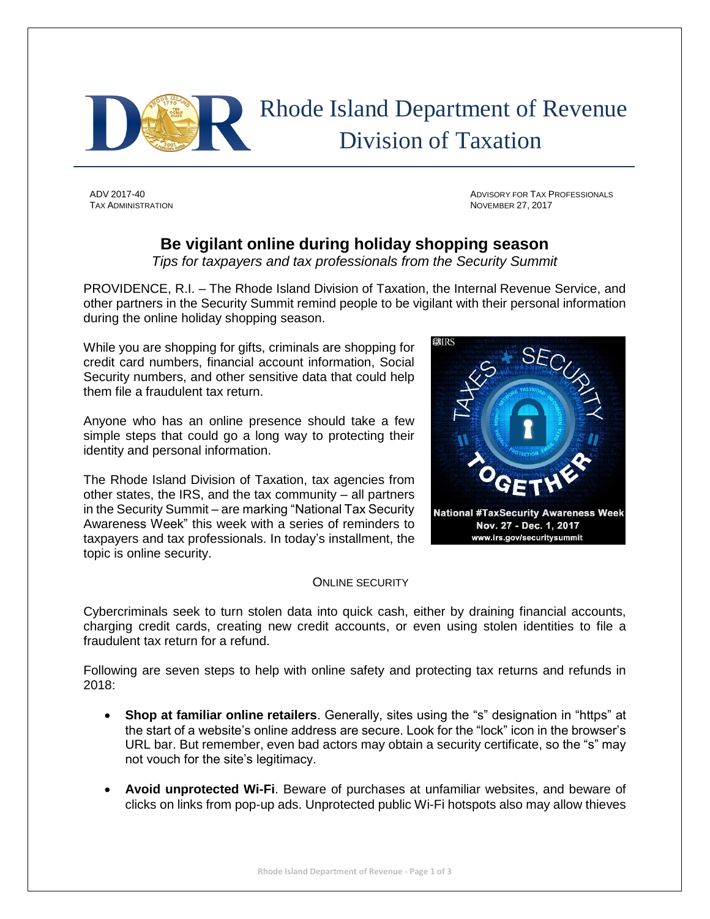# Rhode Island Department of Revenue
## Division of Taxation

ADV 2017-40
TAX ADMINISTRATION

ADVISORY FOR TAX PROFESSIONALS
NOVEMBER 27, 2017

## Be vigilant online during holiday shopping season

*Tips for taxpayers and tax professionals from the Security Summit*

PROVIDENCE, R.I. – The Rhode Island Division of Taxation, the Internal Revenue Service, and other partners in the Security Summit remind people to be vigilant with their personal information during the online holiday shopping season.

While you are shopping for gifts, criminals are shopping for credit card numbers, financial account information, Social Security numbers, and other sensitive data that could help them file a fraudulent tax return.

Anyone who has an online presence should take a few simple steps that could go a long way to protecting their identity and personal information.

The Rhode Island Division of Taxation, tax agencies from other states, the IRS, and the tax community – all partners in the Security Summit – are marking "National Tax Security Awareness Week" this week with a series of reminders to taxpayers and tax professionals. In today's installment, the topic is online security.

### ONLINE SECURITY

Cybercriminals seek to turn stolen data into quick cash, either by draining financial accounts, charging credit cards, creating new credit accounts, or even using stolen identities to file a fraudulent tax return for a refund.

Following are seven steps to help with online safety and protecting tax returns and refunds in 2018:

- **Shop at familiar online retailers**. Generally, sites using the "s" designation in "https" at the start of a website's online address are secure. Look for the "lock" icon in the browser's URL bar. But remember, even bad actors may obtain a security certificate, so the "s" may not vouch for the site's legitimacy.
- **Avoid unprotected Wi-Fi**. Beware of purchases at unfamiliar websites, and beware of clicks on links from pop-up ads. Unprotected public Wi-Fi hotspots also may allow thieves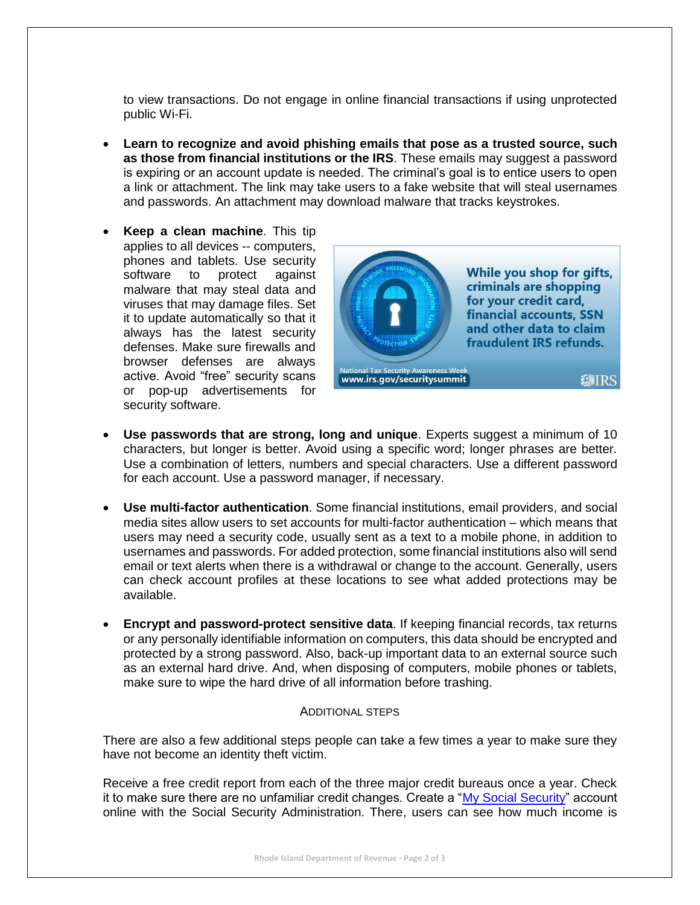to view transactions. Do not engage in online financial transactions if using unprotected public Wi-Fi.

- **Learn to recognize and avoid phishing emails that pose as a trusted source, such as those from financial institutions or the IRS**. These emails may suggest a password is expiring or an account update is needed. The criminal's goal is to entice users to open a link or attachment. The link may take users to a fake website that will steal usernames and passwords. An attachment may download malware that tracks keystrokes.

- **Keep a clean machine**. This tip applies to all devices -- computers, phones and tablets. Use security software to protect against malware that may steal data and viruses that may damage files. Set it to update automatically so that it always has the latest security defenses. Make sure firewalls and browser defenses are always active. Avoid "free" security scans or pop-up advertisements for security software.

- **Use passwords that are strong, long and unique**. Experts suggest a minimum of 10 characters, but longer is better. Avoid using a specific word; longer phrases are better. Use a combination of letters, numbers and special characters. Use a different password for each account. Use a password manager, if necessary.

- **Use multi-factor authentication**. Some financial institutions, email providers, and social media sites allow users to set accounts for multi-factor authentication – which means that users may need a security code, usually sent as a text to a mobile phone, in addition to usernames and passwords. For added protection, some financial institutions also will send email or text alerts when there is a withdrawal or change to the account. Generally, users can check account profiles at these locations to see what added protections may be available.

- **Encrypt and password-protect sensitive data**. If keeping financial records, tax returns or any personally identifiable information on computers, this data should be encrypted and protected by a strong password. Also, back-up important data to an external source such as an external hard drive. And, when disposing of computers, mobile phones or tablets, make sure to wipe the hard drive of all information before trashing.

## ADDITIONAL STEPS

There are also a few additional steps people can take a few times a year to make sure they have not become an identity theft victim.

Receive a free credit report from each of the three major credit bureaus once a year. Check it to make sure there are no unfamiliar credit changes. Create a "My Social Security" account online with the Social Security Administration. There, users can see how much income is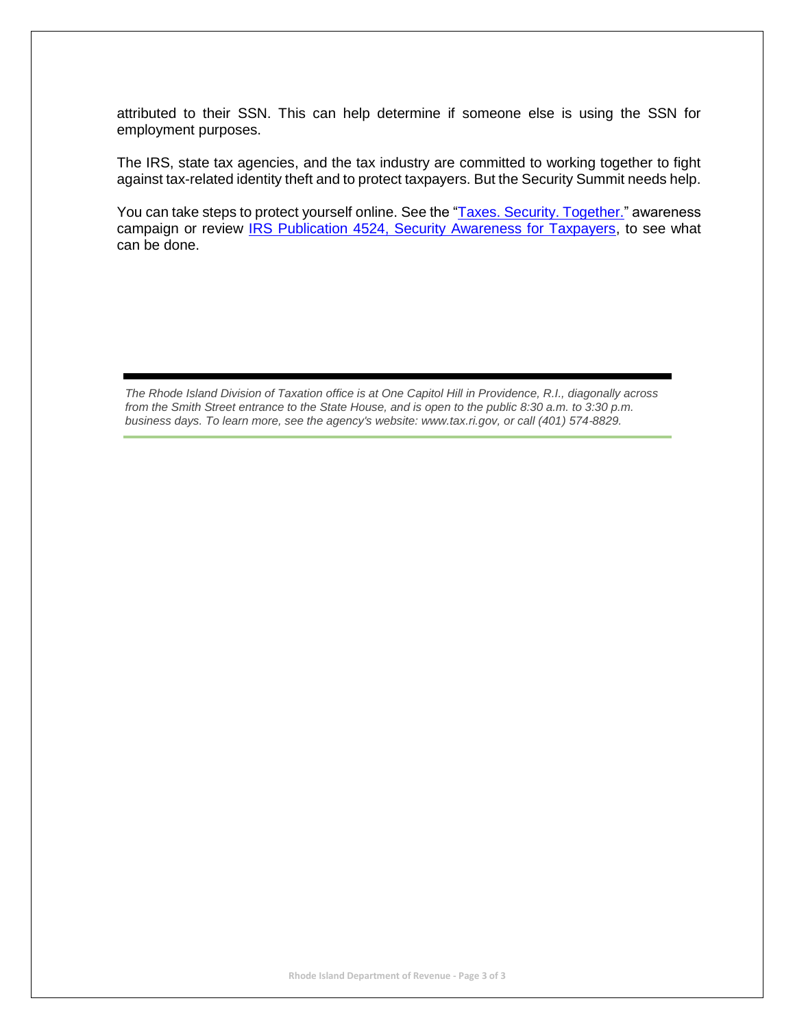attributed to their SSN. This can help determine if someone else is using the SSN for employment purposes.

The IRS, state tax agencies, and the tax industry are committed to working together to fight against tax-related identity theft and to protect taxpayers. But the Security Summit needs help.

You can take steps to protect yourself online. See the "Taxes. Security. Together." awareness campaign or review IRS Publication 4524, Security Awareness for Taxpayers, to see what can be done.

---

*The Rhode Island Division of Taxation office is at One Capitol Hill in Providence, R.I., diagonally across from the Smith Street entrance to the State House, and is open to the public 8:30 a.m. to 3:30 p.m. business days. To learn more, see the agency's website: www.tax.ri.gov, or call (401) 574-8829.*